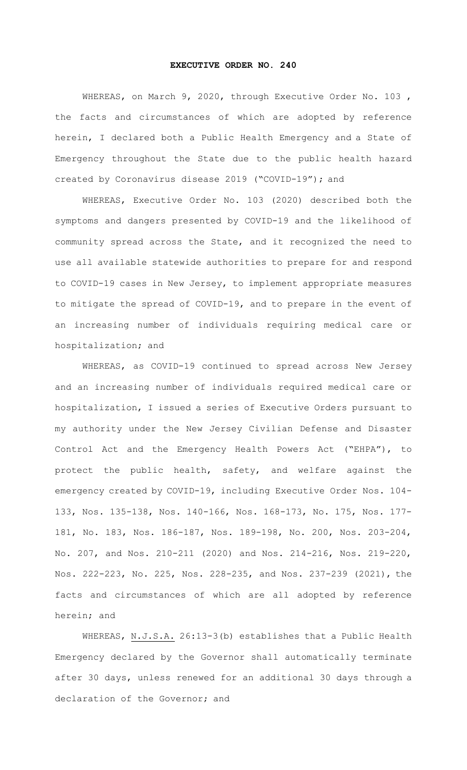# EXECUTIVE ORDER NO. 240

WHEREAS, on March 9, 2020, through Executive Order No. 103 , the facts and circumstances of which are adopted by reference herein, I declared both a Public Health Emergency and a State of Emergency throughout the State due to the public health hazard created by Coronavirus disease 2019 ("COVID-19"); and

WHEREAS, Executive Order No. 103 (2020) described both the symptoms and dangers presented by COVID-19 and the likelihood of community spread across the State, and it recognized the need to use all available statewide authorities to prepare for and respond to COVID-19 cases in New Jersey, to implement appropriate measures to mitigate the spread of COVID-19, and to prepare in the event of an increasing number of individuals requiring medical care or hospitalization; and

WHEREAS, as COVID-19 continued to spread across New Jersey and an increasing number of individuals required medical care or hospitalization, I issued a series of Executive Orders pursuant to my authority under the New Jersey Civilian Defense and Disaster Control Act and the Emergency Health Powers Act ("EHPA"), to protect the public health, safety, and welfare against the emergency created by COVID-19, including Executive Order Nos. 104-133, Nos. 135-138, Nos. 140-166, Nos. 168-173, No. 175, Nos. 177-181, No. 183, Nos. 186-187, Nos. 189-198, No. 200, Nos. 203-204, No. 207, and Nos. 210-211 (2020) and Nos. 214-216, Nos. 219-220, Nos. 222-223, No. 225, Nos. 228-235, and Nos. 237-239 (2021), the facts and circumstances of which are all adopted by reference herein; and

WHEREAS, N.J.S.A. 26:13-3(b) establishes that a Public Health Emergency declared by the Governor shall automatically terminate after 30 days, unless renewed for an additional 30 days through a declaration of the Governor; and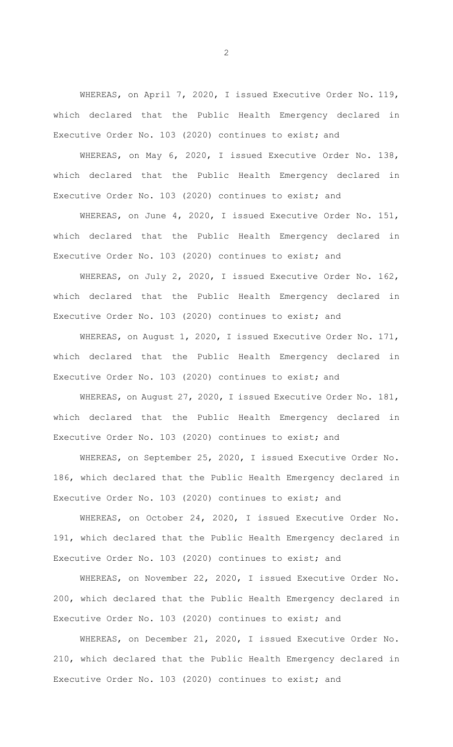WHEREAS, on April 7, 2020, I issued Executive Order No. 119, which declared that the Public Health Emergency declared in Executive Order No. 103 (2020) continues to exist; and

WHEREAS, on May 6, 2020, I issued Executive Order No. 138, which declared that the Public Health Emergency declared in Executive Order No. 103 (2020) continues to exist; and

WHEREAS, on June 4, 2020, I issued Executive Order No. 151, which declared that the Public Health Emergency declared in Executive Order No. 103 (2020) continues to exist; and

WHEREAS, on July 2, 2020, I issued Executive Order No. 162, which declared that the Public Health Emergency declared in Executive Order No. 103 (2020) continues to exist; and

WHEREAS, on August 1, 2020, I issued Executive Order No. 171, which declared that the Public Health Emergency declared in Executive Order No. 103 (2020) continues to exist; and

WHEREAS, on August 27, 2020, I issued Executive Order No. 181, which declared that the Public Health Emergency declared in Executive Order No. 103 (2020) continues to exist; and

WHEREAS, on September 25, 2020, I issued Executive Order No. 186, which declared that the Public Health Emergency declared in Executive Order No. 103 (2020) continues to exist; and

WHEREAS, on October 24, 2020, I issued Executive Order No. 191, which declared that the Public Health Emergency declared in Executive Order No. 103 (2020) continues to exist; and

WHEREAS, on November 22, 2020, I issued Executive Order No. 200, which declared that the Public Health Emergency declared in Executive Order No. 103 (2020) continues to exist; and

WHEREAS, on December 21, 2020, I issued Executive Order No. 210, which declared that the Public Health Emergency declared in Executive Order No. 103 (2020) continues to exist; and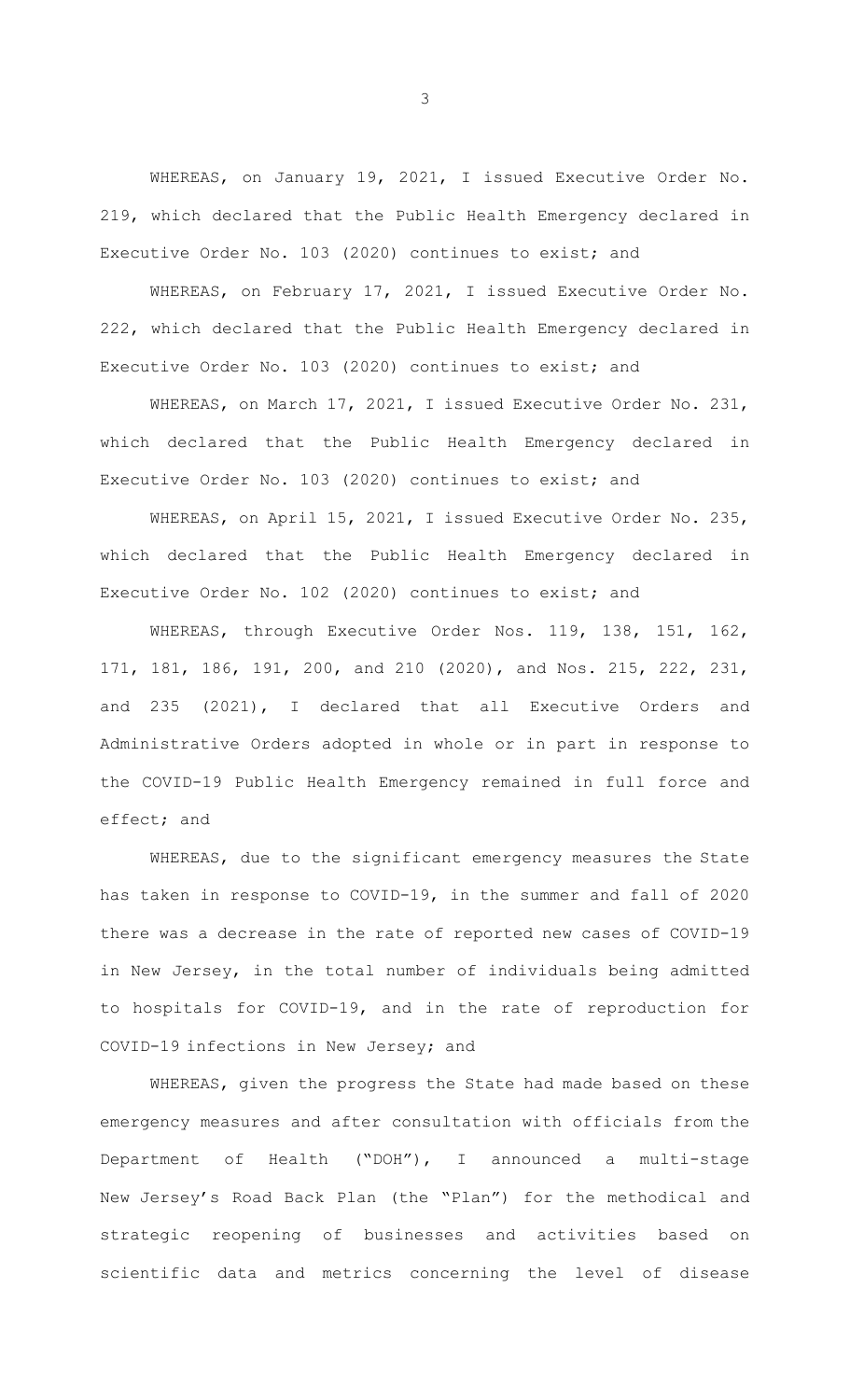WHEREAS, on January 19, 2021, I issued Executive Order No. 219, which declared that the Public Health Emergency declared in Executive Order No. 103 (2020) continues to exist; and

WHEREAS, on February 17, 2021, I issued Executive Order No. 222, which declared that the Public Health Emergency declared in Executive Order No. 103 (2020) continues to exist; and

WHEREAS, on March 17, 2021, I issued Executive Order No. 231, which declared that the Public Health Emergency declared in Executive Order No. 103 (2020) continues to exist; and

WHEREAS, on April 15, 2021, I issued Executive Order No. 235, which declared that the Public Health Emergency declared in Executive Order No. 102 (2020) continues to exist; and

WHEREAS, through Executive Order Nos. 119, 138, 151, 162, 171, 181, 186, 191, 200, and 210 (2020), and Nos. 215, 222, 231, and 235 (2021), I declared that all Executive Orders and Administrative Orders adopted in whole or in part in response to the COVID-19 Public Health Emergency remained in full force and effect; and

WHEREAS, due to the significant emergency measures the State has taken in response to COVID-19, in the summer and fall of 2020 there was a decrease in the rate of reported new cases of COVID-19 in New Jersey, in the total number of individuals being admitted to hospitals for COVID-19, and in the rate of reproduction for COVID-19 infections in New Jersey; and

WHEREAS, given the progress the State had made based on these emergency measures and after consultation with officials from the Department of Health ("DOH"), I announced a multi-stage New Jersey's Road Back Plan (the "Plan") for the methodical and strategic reopening of businesses and activities based on scientific data and metrics concerning the level of disease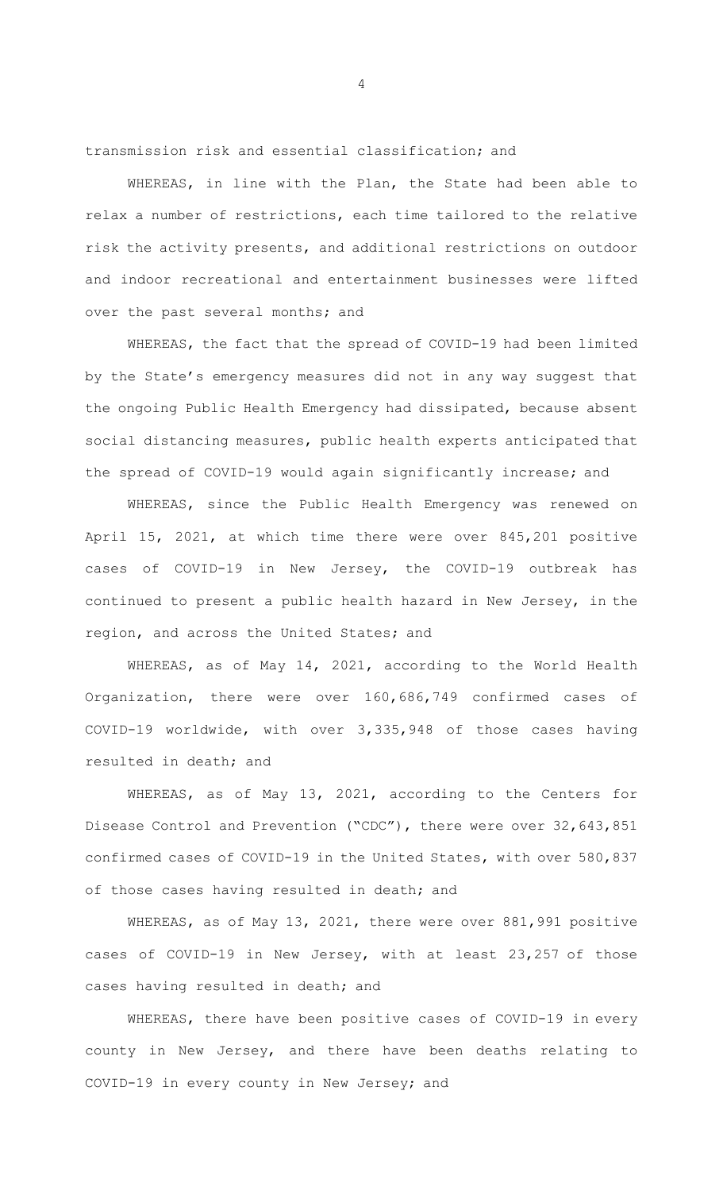transmission risk and essential classification; and

WHEREAS, in line with the Plan, the State had been able to relax a number of restrictions, each time tailored to the relative risk the activity presents, and additional restrictions on outdoor and indoor recreational and entertainment businesses were lifted over the past several months; and

WHEREAS, the fact that the spread of COVID-19 had been limited by the State's emergency measures did not in any way suggest that the ongoing Public Health Emergency had dissipated, because absent social distancing measures, public health experts anticipated that the spread of COVID-19 would again significantly increase; and

WHEREAS, since the Public Health Emergency was renewed on April 15, 2021, at which time there were over 845,201 positive cases of COVID-19 in New Jersey, the COVID-19 outbreak has continued to present a public health hazard in New Jersey, in the region, and across the United States; and

WHEREAS, as of May 14, 2021, according to the World Health Organization, there were over 160,686,749 confirmed cases of COVID-19 worldwide, with over 3,335,948 of those cases having resulted in death; and

WHEREAS, as of May 13, 2021, according to the Centers for Disease Control and Prevention ("CDC"), there were over 32,643,851 confirmed cases of COVID-19 in the United States, with over 580,837 of those cases having resulted in death; and

WHEREAS, as of May 13, 2021, there were over 881,991 positive cases of COVID-19 in New Jersey, with at least 23,257 of those cases having resulted in death; and

WHEREAS, there have been positive cases of COVID-19 in every county in New Jersey, and there have been deaths relating to COVID-19 in every county in New Jersey; and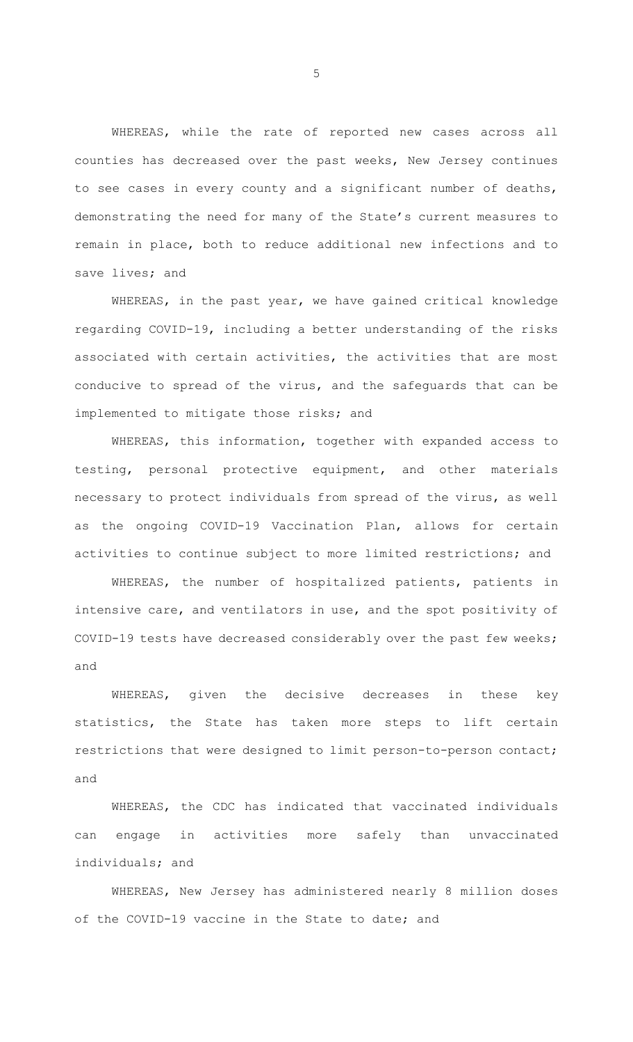WHEREAS, while the rate of reported new cases across all counties has decreased over the past weeks, New Jersey continues to see cases in every county and a significant number of deaths, demonstrating the need for many of the State's current measures to remain in place, both to reduce additional new infections and to save lives; and

WHEREAS, in the past year, we have gained critical knowledge regarding COVID-19, including a better understanding of the risks associated with certain activities, the activities that are most conducive to spread of the virus, and the safeguards that can be implemented to mitigate those risks; and

WHEREAS, this information, together with expanded access to testing, personal protective equipment, and other materials necessary to protect individuals from spread of the virus, as well as the ongoing COVID-19 Vaccination Plan, allows for certain activities to continue subject to more limited restrictions; and

WHEREAS, the number of hospitalized patients, patients in intensive care, and ventilators in use, and the spot positivity of COVID-19 tests have decreased considerably over the past few weeks; and

WHEREAS, given the decisive decreases in these key statistics, the State has taken more steps to lift certain restrictions that were designed to limit person-to-person contact; and

WHEREAS, the CDC has indicated that vaccinated individuals can engage in activities more safely than unvaccinated individuals; and

WHEREAS, New Jersey has administered nearly 8 million doses of the COVID-19 vaccine in the State to date; and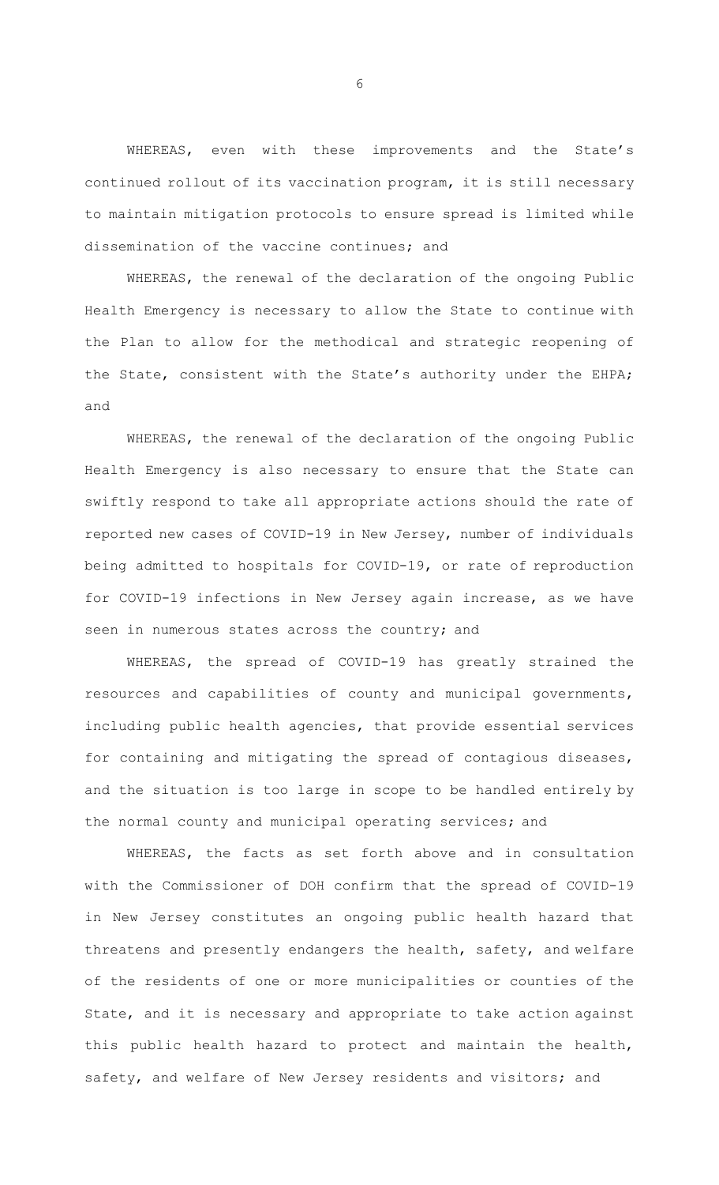WHEREAS, even with these improvements and the State's continued rollout of its vaccination program, it is still necessary to maintain mitigation protocols to ensure spread is limited while dissemination of the vaccine continues; and

WHEREAS, the renewal of the declaration of the ongoing Public Health Emergency is necessary to allow the State to continue with the Plan to allow for the methodical and strategic reopening of the State, consistent with the State's authority under the EHPA; and

WHEREAS, the renewal of the declaration of the ongoing Public Health Emergency is also necessary to ensure that the State can swiftly respond to take all appropriate actions should the rate of reported new cases of COVID-19 in New Jersey, number of individuals being admitted to hospitals for COVID-19, or rate of reproduction for COVID-19 infections in New Jersey again increase, as we have seen in numerous states across the country; and

WHEREAS, the spread of COVID-19 has greatly strained the resources and capabilities of county and municipal governments, including public health agencies, that provide essential services for containing and mitigating the spread of contagious diseases, and the situation is too large in scope to be handled entirely by the normal county and municipal operating services; and

WHEREAS, the facts as set forth above and in consultation with the Commissioner of DOH confirm that the spread of COVID-19 in New Jersey constitutes an ongoing public health hazard that threatens and presently endangers the health, safety, and welfare of the residents of one or more municipalities or counties of the State, and it is necessary and appropriate to take action against this public health hazard to protect and maintain the health, safety, and welfare of New Jersey residents and visitors; and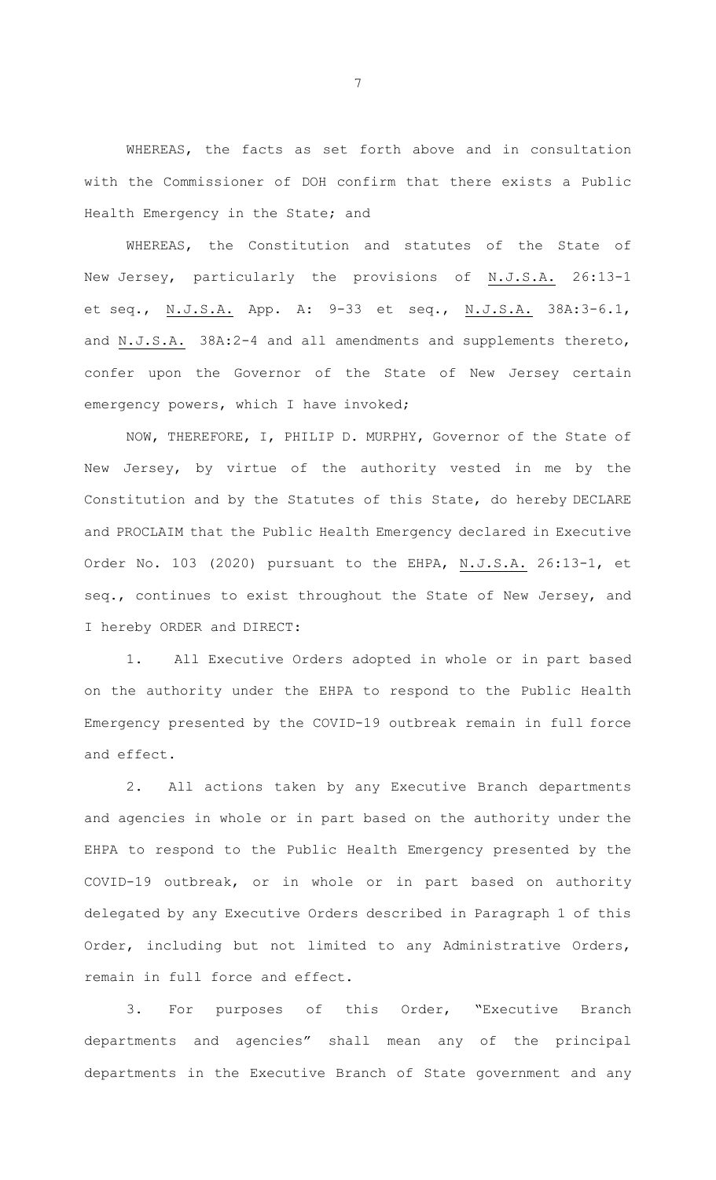WHEREAS, the facts as set forth above and in consultation with the Commissioner of DOH confirm that there exists a Public Health Emergency in the State; and

WHEREAS, the Constitution and statutes of the State of New Jersey, particularly the provisions of N.J.S.A. 26:13-1 et seq., N.J.S.A. App. A: 9-33 et seq., N.J.S.A. 38A:3-6.1, and N.J.S.A. 38A:2-4 and all amendments and supplements thereto, confer upon the Governor of the State of New Jersey certain emergency powers, which I have invoked;

NOW, THEREFORE, I, PHILIP D. MURPHY, Governor of the State of New Jersey, by virtue of the authority vested in me by the Constitution and by the Statutes of this State, do hereby DECLARE and PROCLAIM that the Public Health Emergency declared in Executive Order No. 103 (2020) pursuant to the EHPA, N.J.S.A. 26:13-1, et seq., continues to exist throughout the State of New Jersey, and I hereby ORDER and DIRECT:

1. All Executive Orders adopted in whole or in part based on the authority under the EHPA to respond to the Public Health Emergency presented by the COVID-19 outbreak remain in full force and effect.

2. All actions taken by any Executive Branch departments and agencies in whole or in part based on the authority under the EHPA to respond to the Public Health Emergency presented by the COVID-19 outbreak, or in whole or in part based on authority delegated by any Executive Orders described in Paragraph 1 of this Order, including but not limited to any Administrative Orders, remain in full force and effect.

3. For purposes of this Order, "Executive Branch departments and agencies" shall mean any of the principal departments in the Executive Branch of State government and any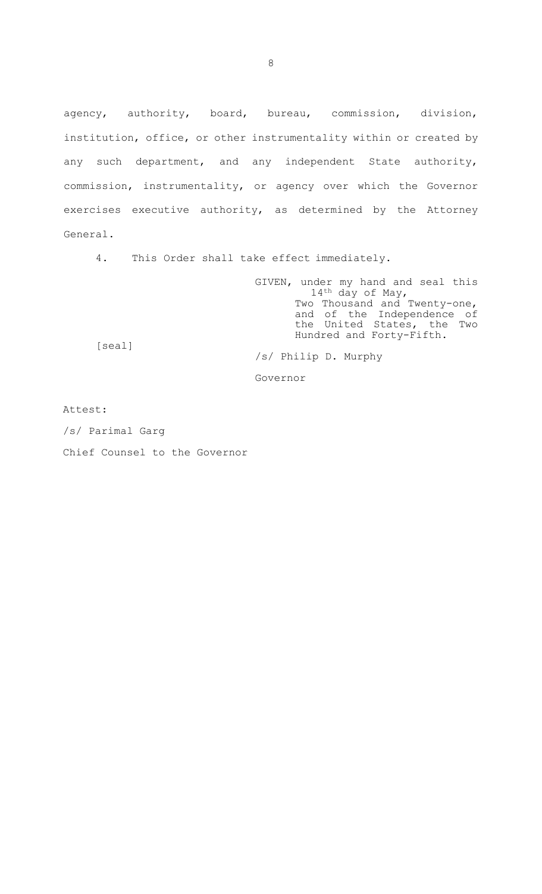agency, authority, board, bureau, commission, division, institution, office, or other instrumentality within or created by any such department, and any independent State authority, commission, instrumentality, or agency over which the Governor exercises executive authority, as determined by the Attorney General.

4. This Order shall take effect immediately.

GIVEN, under my hand and seal this 14th day of May, Two Thousand and Twenty-one, and of the Independence of the United States, the Two Hundred and Forty-Fifth.

[seal]

/s/ Philip D. Murphy

Governor

Attest:

/s/ Parimal Garg

Chief Counsel to the Governor